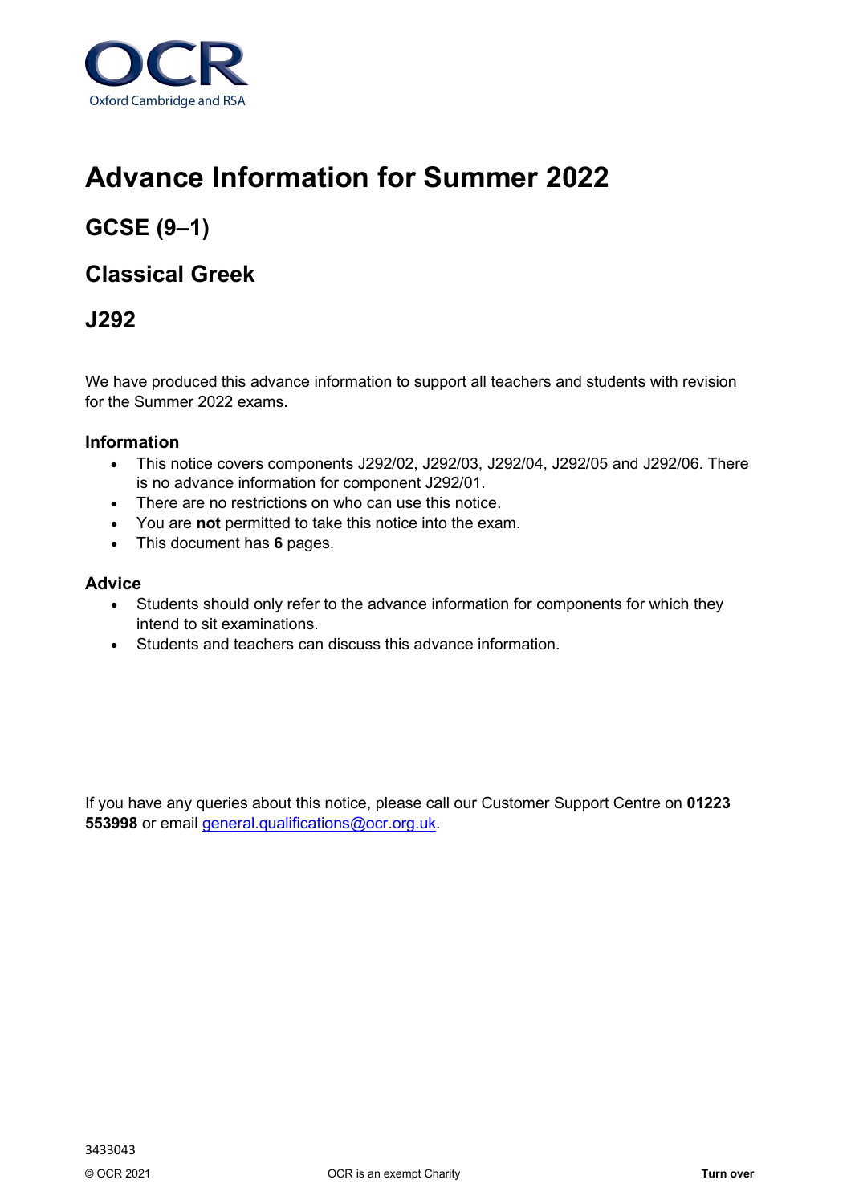OCR
Oxford Cambridge and RSA

# Advance Information for Summer 2022

## GCSE (9–1)

## Classical Greek

## J292

We have produced this advance information to support all teachers and students with revision for the Summer 2022 exams.

### Information

- This notice covers components J292/02, J292/03, J292/04, J292/05 and J292/06. There is no advance information for component J292/01.
- There are no restrictions on who can use this notice.
- You are **not** permitted to take this notice into the exam.
- This document has **6** pages.

### Advice

- Students should only refer to the advance information for components for which they intend to sit examinations.
- Students and teachers can discuss this advance information.

If you have any queries about this notice, please call our Customer Support Centre on **01223 553998** or email general.qualifications@ocr.org.uk.

3433043

© OCR 2021 OCR is an exempt Charity **Turn over**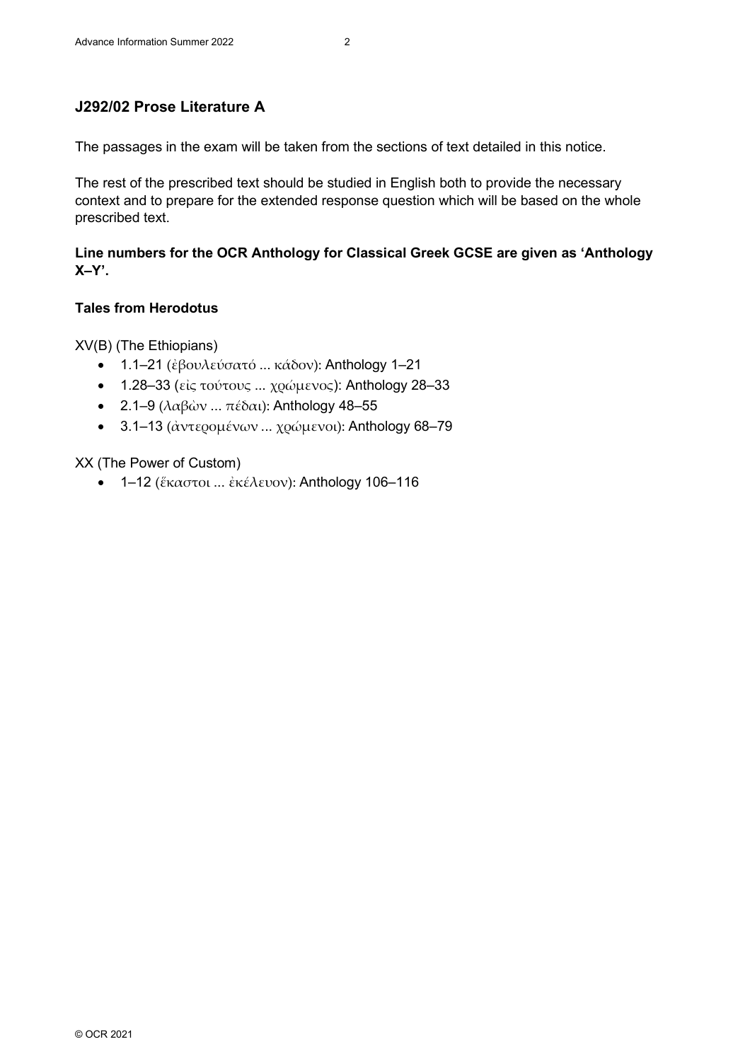## J292/02 Prose Literature A

The passages in the exam will be taken from the sections of text detailed in this notice.

The rest of the prescribed text should be studied in English both to provide the necessary context and to prepare for the extended response question which will be based on the whole prescribed text.

**Line numbers for the OCR Anthology for Classical Greek GCSE are given as 'Anthology X–Y'.**

### Tales from Herodotus

XV(B) (The Ethiopians)

- 1.1–21 (ἐβουλεύσατό ... κάδον): Anthology 1–21
- 1.28–33 (εἰς τούτους ... χρώμενος): Anthology 28–33
- 2.1–9 (λαβὼν ... πέδαι): Anthology 48–55
- 3.1–13 (ἀντερομένων ... χρώμενοι): Anthology 68–79

XX (The Power of Custom)

- 1–12 (ἕκαστοι ... ἐκέλευον): Anthology 106–116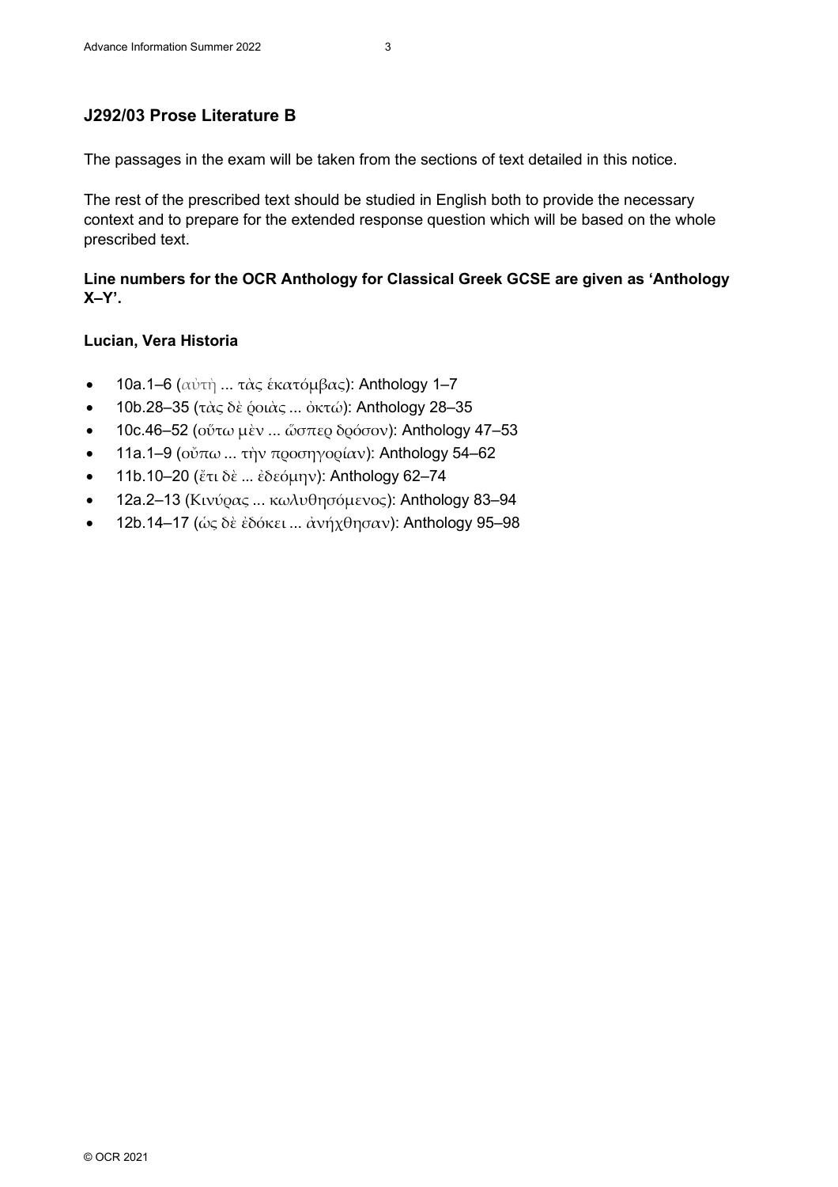## J292/03 Prose Literature B

The passages in the exam will be taken from the sections of text detailed in this notice.

The rest of the prescribed text should be studied in English both to provide the necessary context and to prepare for the extended response question which will be based on the whole prescribed text.

**Line numbers for the OCR Anthology for Classical Greek GCSE are given as 'Anthology X–Y'.**

### Lucian, Vera Historia

- 10a.1–6 (αὐτὴ ... τὰς ἑκατόμβας): Anthology 1–7
- 10b.28–35 (τὰς δὲ ῥοιὰς ... ὀκτώ): Anthology 28–35
- 10c.46–52 (οὕτω μὲν ... ὥσπερ δρόσον): Anthology 47–53
- 11a.1–9 (οὔπω ... τὴν προσηγορίαν): Anthology 54–62
- 11b.10–20 (ἔτι δὲ ... ἐδεόμην): Anthology 62–74
- 12a.2–13 (Κινύρας ... κωλυθησόμενος): Anthology 83–94
- 12b.14–17 (ὡς δὲ ἐδόκει ... ἀνήχθησαν): Anthology 95–98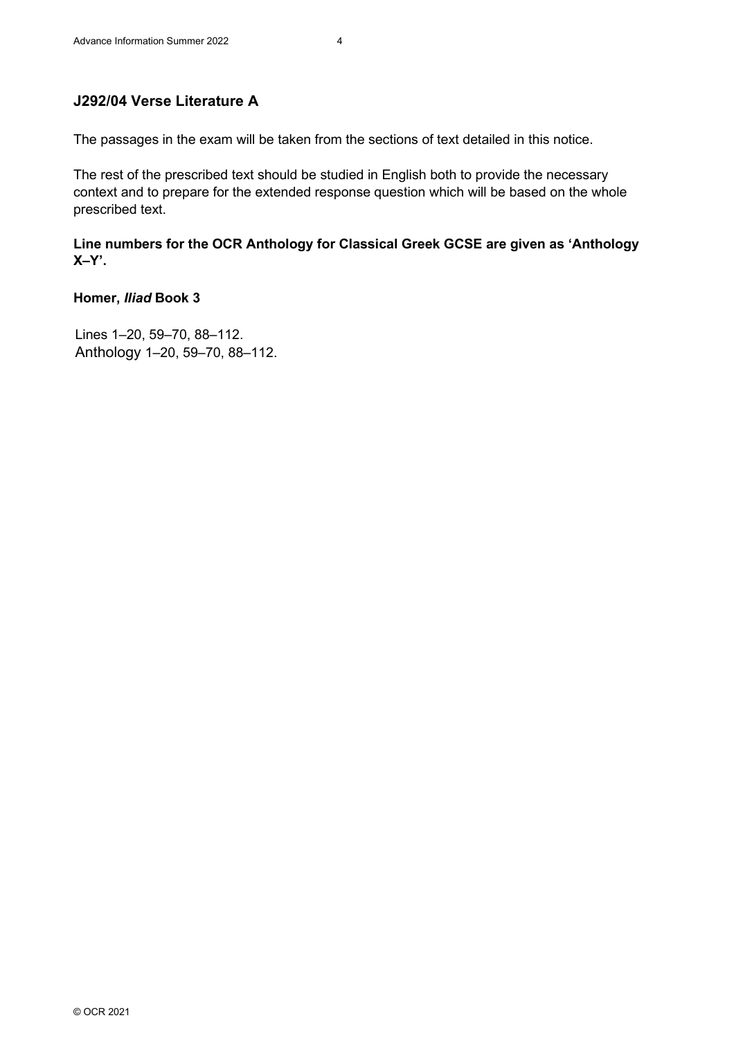## J292/04 Verse Literature A

The passages in the exam will be taken from the sections of text detailed in this notice.

The rest of the prescribed text should be studied in English both to provide the necessary context and to prepare for the extended response question which will be based on the whole prescribed text.

**Line numbers for the OCR Anthology for Classical Greek GCSE are given as 'Anthology X–Y'.**

**Homer, *Iliad* Book 3**

Lines 1–20, 59–70, 88–112.
Anthology 1–20, 59–70, 88–112.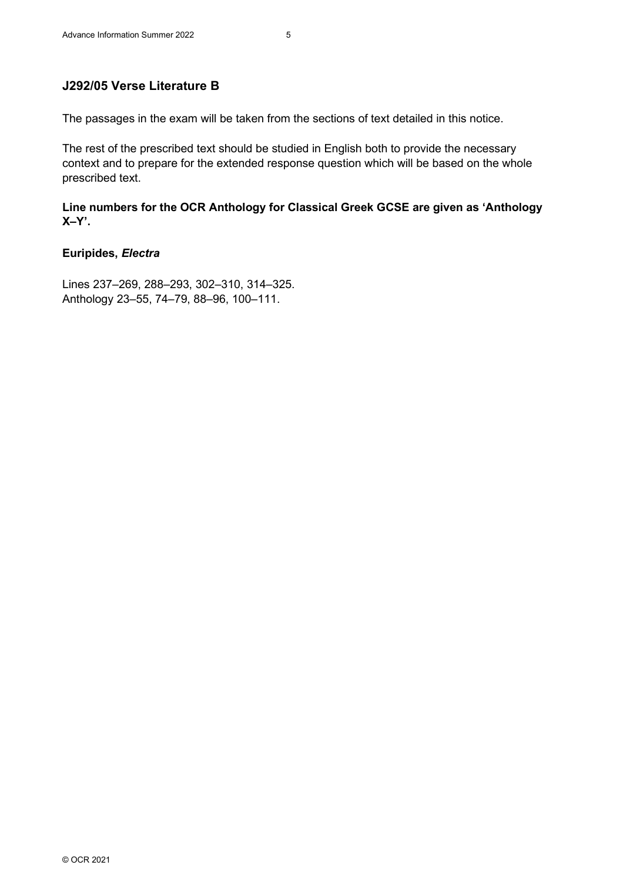## J292/05 Verse Literature B

The passages in the exam will be taken from the sections of text detailed in this notice.

The rest of the prescribed text should be studied in English both to provide the necessary context and to prepare for the extended response question which will be based on the whole prescribed text.

**Line numbers for the OCR Anthology for Classical Greek GCSE are given as 'Anthology X–Y'.**

### Euripides, *Electra*

Lines 237–269, 288–293, 302–310, 314–325.
Anthology 23–55, 74–79, 88–96, 100–111.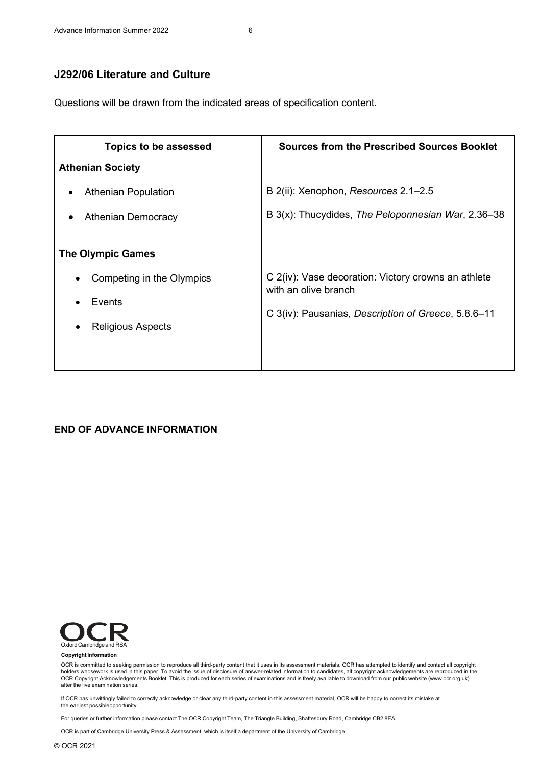## J292/06 Literature and Culture

Questions will be drawn from the indicated areas of specification content.

| Topics to be assessed | Sources from the Prescribed Sources Booklet |
|---|---|
| **Athenian Society**<br>• Athenian Population<br>• Athenian Democracy | B 2(ii): Xenophon, *Resources* 2.1–2.5<br>B 3(x): Thucydides, *The Peloponnesian War*, 2.36–38 |
| **The Olympic Games**<br>• Competing in the Olympics<br>• Events<br>• Religious Aspects | C 2(iv): Vase decoration: Victory crowns an athlete with an olive branch<br>C 3(iv): Pausanias, *Description of Greece*, 5.8.6–11 |

**END OF ADVANCE INFORMATION**

**Copyright Information**

OCR is committed to seeking permission to reproduce all third-party content that it uses in its assessment materials. OCR has attempted to identify and contact all copyright holders whosework is used in this paper. To avoid the issue of disclosure of answer-related information to candidates, all copyright acknowledgements are reproduced in the OCR Copyright Acknowledgements Booklet. This is produced for each series of examinations and is freely available to download from our public website (www.ocr.org.uk) after the live examination series.

If OCR has unwittingly failed to correctly acknowledge or clear any third-party content in this assessment material, OCR will be happy to correct its mistake at the earliest possibleopportunity.

For queries or further information please contact The OCR Copyright Team, The Triangle Building, Shaftesbury Road, Cambridge CB2 8EA.

OCR is part of Cambridge University Press & Assessment, which is itself a department of the University of Cambridge.

© OCR 2021